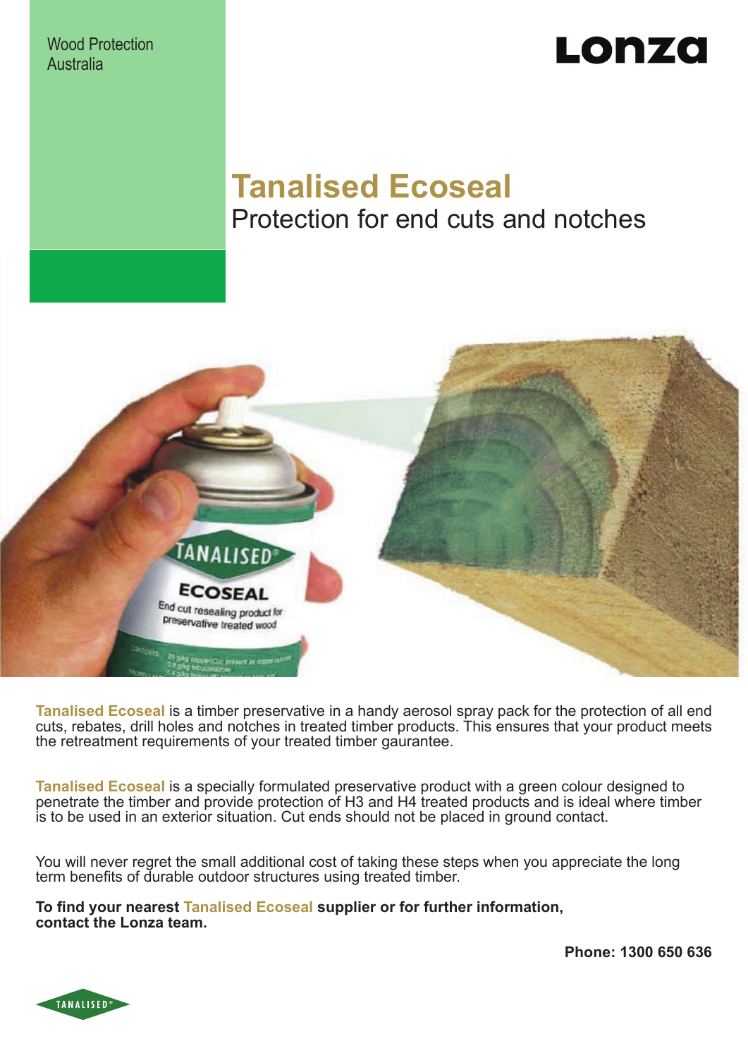Wood Protection
Australia

Lonza

# Tanalised Ecoseal

## Protection for end cuts and notches

**Tanalised Ecoseal** is a timber preservative in a handy aerosol spray pack for the protection of all end cuts, rebates, drill holes and notches in treated timber products. This ensures that your product meets the retreatment requirements of your treated timber gaurantee.

**Tanalised Ecoseal** is a specially formulated preservative product with a green colour designed to penetrate the timber and provide protection of H3 and H4 treated products and is ideal where timber is to be used in an exterior situation. Cut ends should not be placed in ground contact.

You will never regret the small additional cost of taking these steps when you appreciate the long term benefits of durable outdoor structures using treated timber.

**To find your nearest Tanalised Ecoseal supplier or for further information, contact the Lonza team.**

**Phone: 1300 650 636**

TANALISED®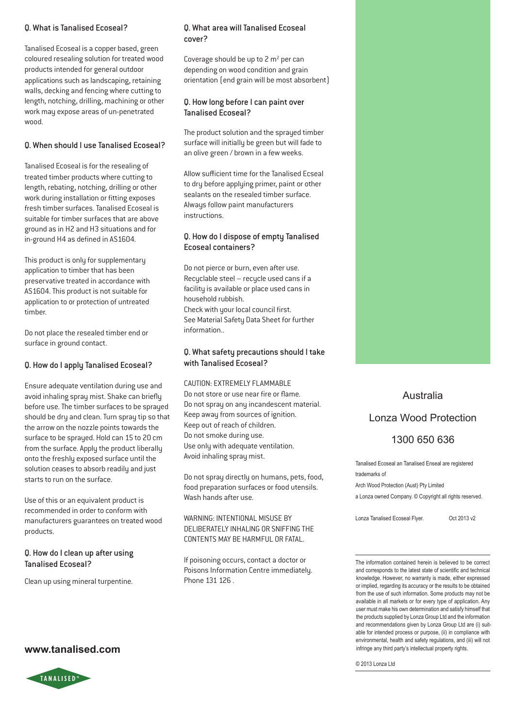### Q. What is Tanalised Ecoseal?

Tanalised Ecoseal is a copper based, green coloured resealing solution for treated wood products intended for general outdoor applications such as landscaping, retaining walls, decking and fencing where cutting to length, notching, drilling, machining or other work may expose areas of un-penetrated wood.

### Q. When should I use Tanalised Ecoseal?

Tanalised Ecoseal is for the resealing of treated timber products where cutting to length, rebating, notching, drilling or other work during installation or fitting exposes fresh timber surfaces. Tanalised Ecoseal is suitable for timber surfaces that are above ground as in H2 and H3 situations and for in-ground H4 as defined in AS1604.

This product is only for supplementary application to timber that has been preservative treated in accordance with AS1604. This product is not suitable for application to or protection of untreated timber.

Do not place the resealed timber end or surface in ground contact.

### Q. How do I apply Tanalised Ecoseal?

Ensure adequate ventilation during use and avoid inhaling spray mist. Shake can briefly before use. The timber surfaces to be sprayed should be dry and clean. Turn spray tip so that the arrow on the nozzle points towards the surface to be sprayed. Hold can 15 to 20 cm from the surface. Apply the product liberally onto the freshly exposed surface until the solution ceases to absorb readily and just starts to run on the surface.

Use of this or an equivalent product is recommended in order to conform with manufacturers guarantees on treated wood products.

### Q. How do I clean up after using Tanalised Ecoseal?

Clean up using mineral turpentine.

### Q. What area will Tanalised Ecoseal cover?

Coverage should be up to 2 m$^2$ per can depending on wood condition and grain orientation (end grain will be most absorbent)

### Q. How long before I can paint over Tanalised Ecoseal?

The product solution and the sprayed timber surface will initially be green but will fade to an olive green / brown in a few weeks.

Allow sufficient time for the Tanalised Ecseal to dry before applying primer, paint or other sealants on the resealed timber surface. Always follow paint manufacturers instructions.

### Q. How do I dispose of empty Tanalised Ecoseal containers?

Do not pierce or burn, even after use.
Recyclable steel – recycle used cans if a facility is available or place used cans in household rubbish.
Check with your local council first.
See Material Safety Data Sheet for further information..

### Q. What safety precautions should I take with Tanalised Ecoseal?

CAUTION: EXTREMELY FLAMMABLE
Do not store or use near fire or flame.
Do not spray on any incandescent material.
Keep away from sources of ignition.
Keep out of reach of children.
Do not smoke during use.
Use only with adequate ventilation.
Avoid inhaling spray mist.

Do not spray directly on humans, pets, food, food preparation surfaces or food utensils. Wash hands after use.

WARNING: INTENTIONAL MISUSE BY DELIBERATELY INHALING OR SNIFFING THE CONTENTS MAY BE HARMFUL OR FATAL.

If poisoning occurs, contact a doctor or Poisons Information Centre immediately. Phone 131 126 .

Australia

Lonza Wood Protection

1300 650 636

Tanalised Ecoseal an Tanalised Enseal are registered trademarks of
Arch Wood Protection (Aust) Pty Limited
a Lonza owned Company. © Copyright all rights reserved.

Lonza Tanalised Ecoseal Flyer. Oct 2013 v2

The information contained herein is believed to be correct and corresponds to the latest state of scientific and technical knowledge. However, no warranty is made, either expressed or implied, regarding its accuracy or the results to be obtained from the use of such information. Some products may not be available in all markets or for every type of application. Any user must make his own determination and satisfy himself that the products supplied by Lonza Group Ltd and the information and recommendations given by Lonza Group Ltd are (i) suitable for intended process or purpose, (ii) in compliance with environmental, health and safety regulations, and (iii) will not infringe any third party's intellectual property rights.

© 2013 Lonza Ltd

**www.tanalised.com**

TANALISED®